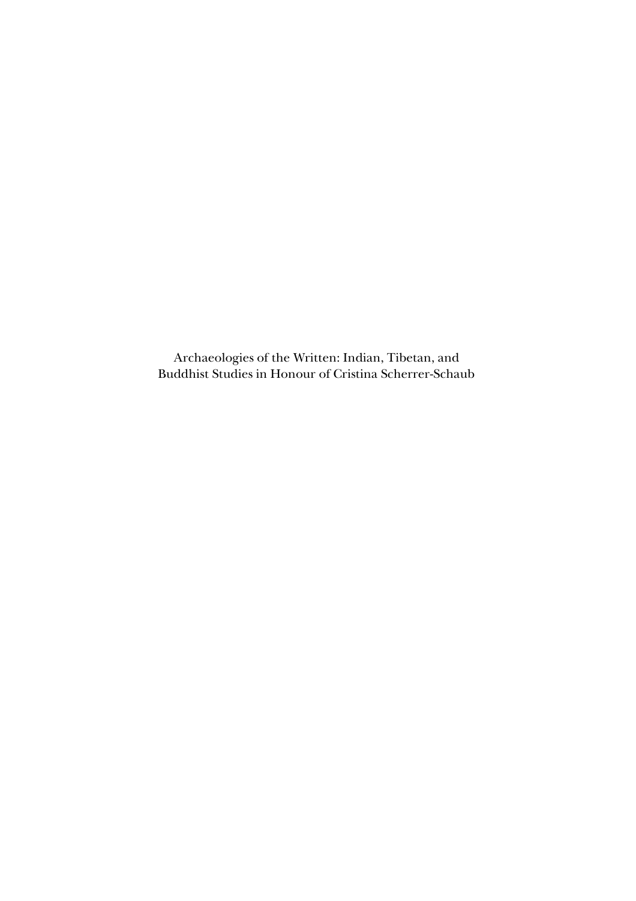Archaeologies of the Written: Indian, Tibetan, and Buddhist Studies in Honour of Cristina Scherrer-Schaub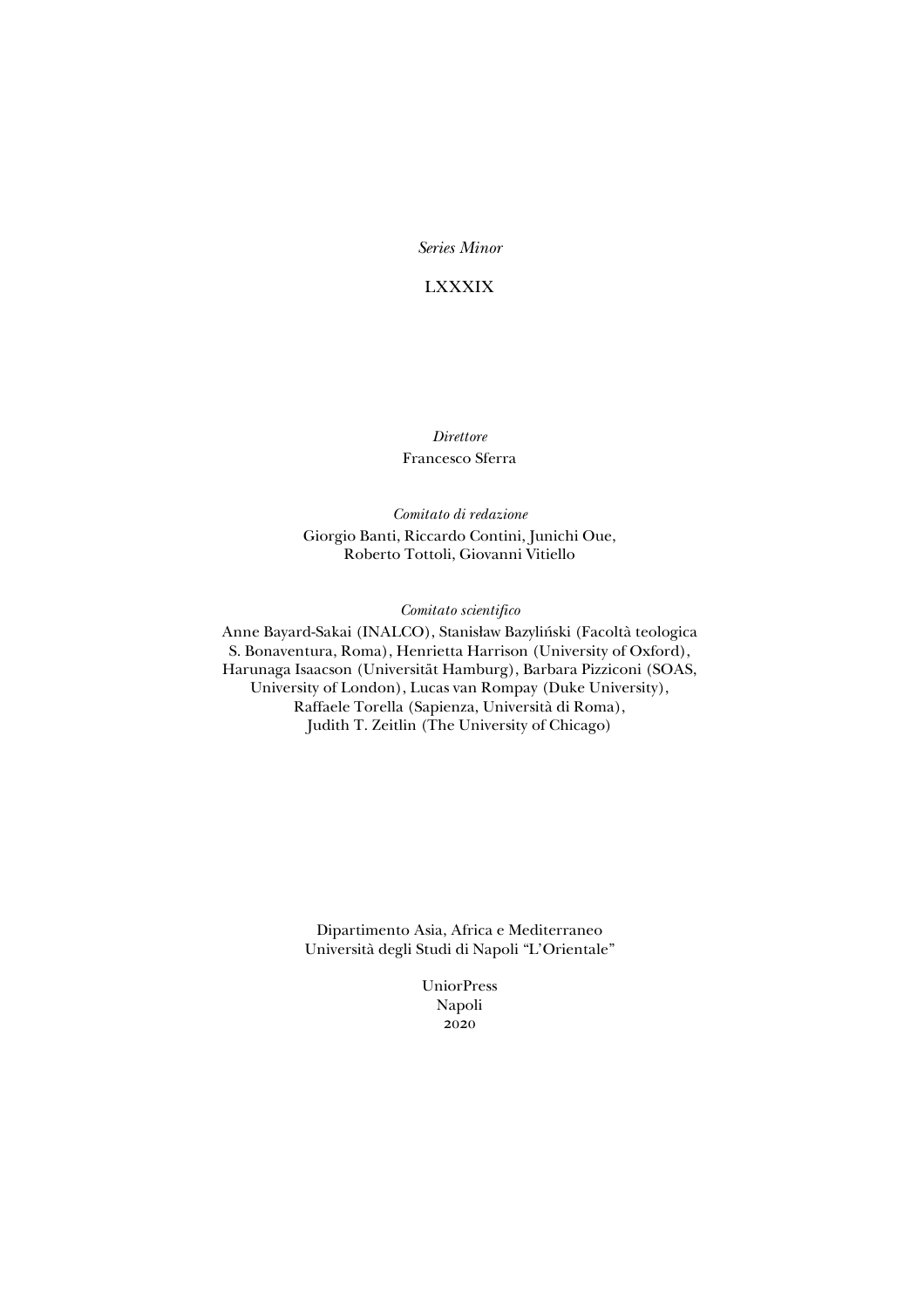*Series Minor*

LXXXIX

*Direttore*

Francesco Sferra

*Comitato di redazione*

Giorgio Banti, Riccardo Contini, Junichi Oue,
Roberto Tottoli, Giovanni Vitiello

*Comitato scientifico*

Anne Bayard-Sakai (INALCO), Stanisław Bazyliński (Facoltà teologica S. Bonaventura, Roma), Henrietta Harrison (University of Oxford), Harunaga Isaacson (Universität Hamburg), Barbara Pizziconi (SOAS, University of London), Lucas van Rompay (Duke University), Raffaele Torella (Sapienza, Università di Roma), Judith T. Zeitlin (The University of Chicago)

Dipartimento Asia, Africa e Mediterraneo
Università degli Studi di Napoli "L'Orientale"

UniorPress
Napoli
2020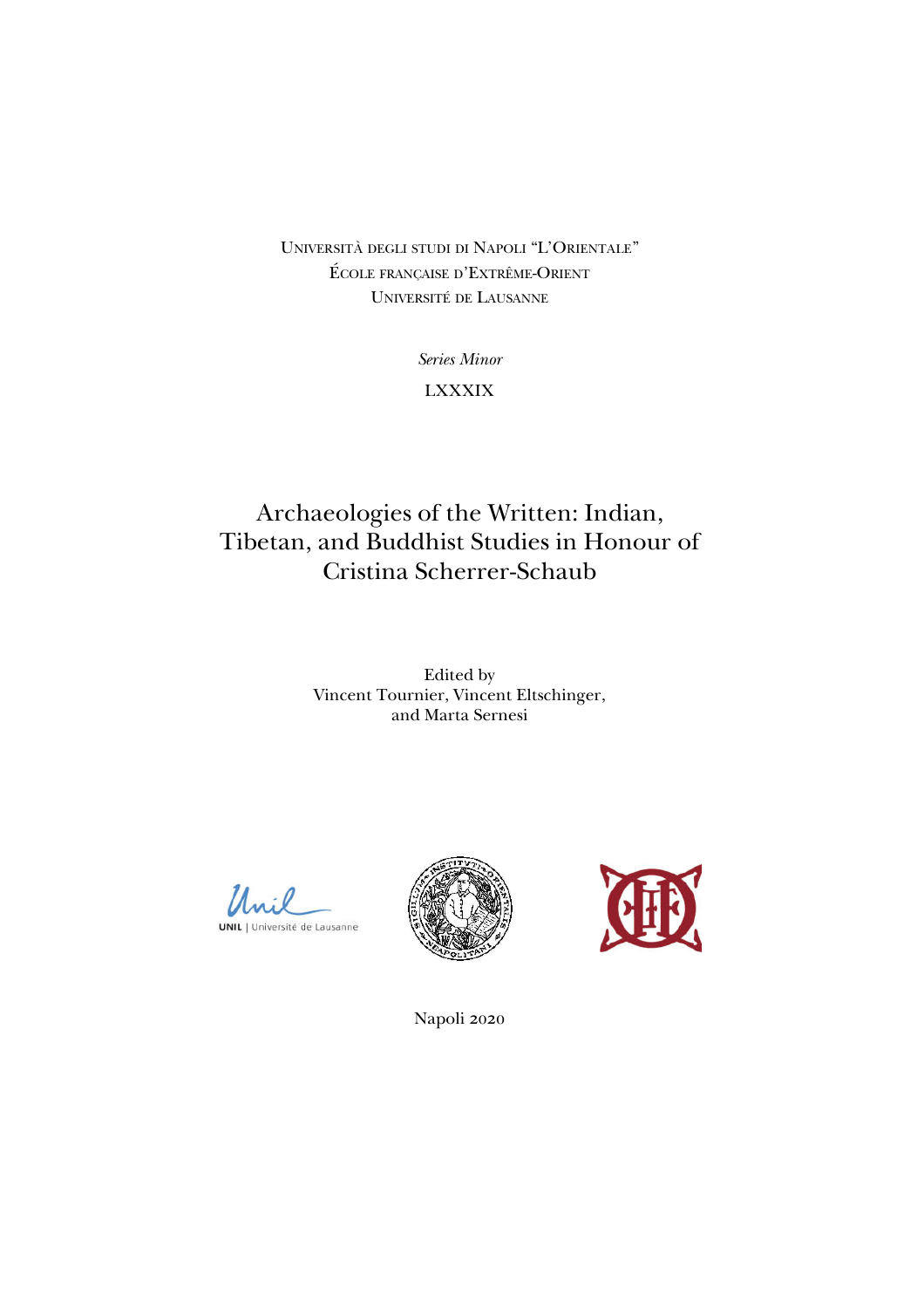UNIVERSITÀ DEGLI STUDI DI NAPOLI "L'ORIENTALE"
ÉCOLE FRANÇAISE D'EXTRÊME-ORIENT
UNIVERSITÉ DE LAUSANNE

*Series Minor*

LXXXIX

# Archaeologies of the Written: Indian, Tibetan, and Buddhist Studies in Honour of Cristina Scherrer-Schaub

Edited by
Vincent Tournier, Vincent Eltschinger,
and Marta Sernesi

UNIL | Université de Lausanne

Napoli 2020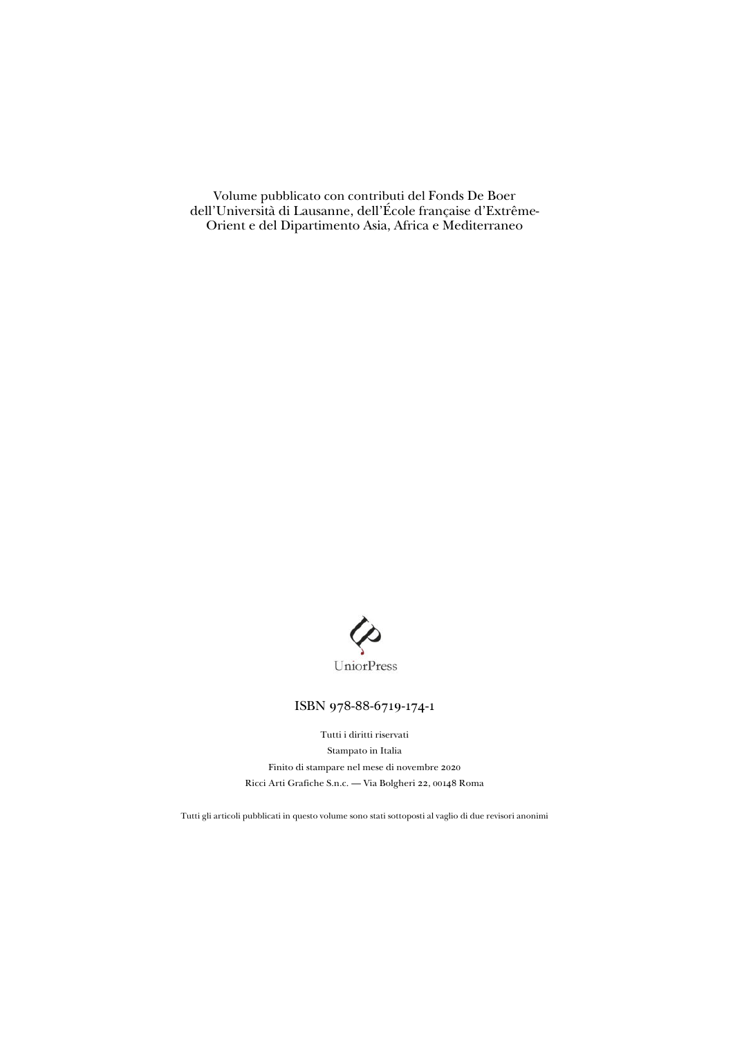Volume pubblicato con contributi del Fonds De Boer dell'Università di Lausanne, dell'École française d'Extrême-Orient e del Dipartimento Asia, Africa e Mediterraneo

UniorPress

ISBN 978-88-6719-174-1

Tutti i diritti riservati

Stampato in Italia

Finito di stampare nel mese di novembre 2020

Ricci Arti Grafiche S.n.c. — Via Bolgheri 22, 00148 Roma

Tutti gli articoli pubblicati in questo volume sono stati sottoposti al vaglio di due revisori anonimi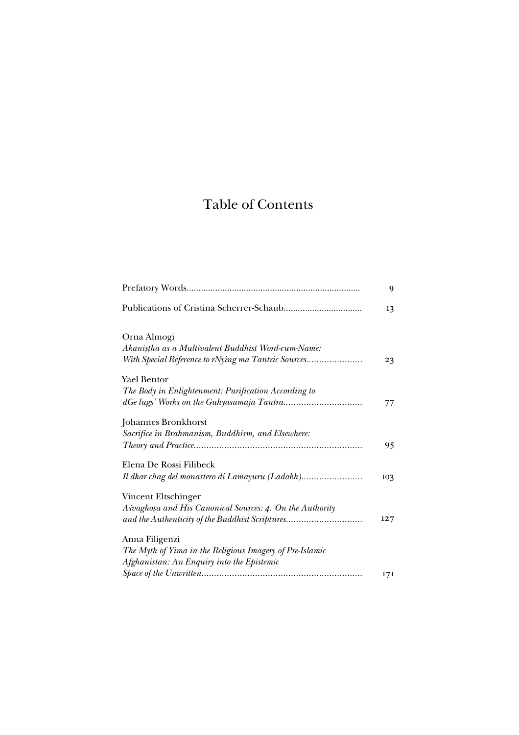# Table of Contents

| | |
|---|---|
| Prefatory Words | 9 |
| Publications of Cristina Scherrer-Schaub | 13 |
| Orna Almogi<br>*Akaniṣṭha as a Multivalent Buddhist Word-cum-Name: With Special Reference to rNying ma Tantric Sources* | 23 |
| Yael Bentor<br>*The Body in Enlightenment: Purification According to dGe lugs' Works on the Guhyasamāja Tantra* | 77 |
| Johannes Bronkhorst<br>*Sacrifice in Brahmanism, Buddhism, and Elsewhere: Theory and Practice* | 95 |
| Elena De Rossi Filibeck<br>*Il dkar chag del monastero di Lamayuru (Ladakh)* | 103 |
| Vincent Eltschinger<br>*Aśvaghoṣa and His Canonical Sources: 4. On the Authority and the Authenticity of the Buddhist Scriptures* | 127 |
| Anna Filigenzi<br>*The Myth of Yima in the Religious Imagery of Pre-Islamic Afghanistan: An Enquiry into the Epistemic Space of the Unwritten* | 171 |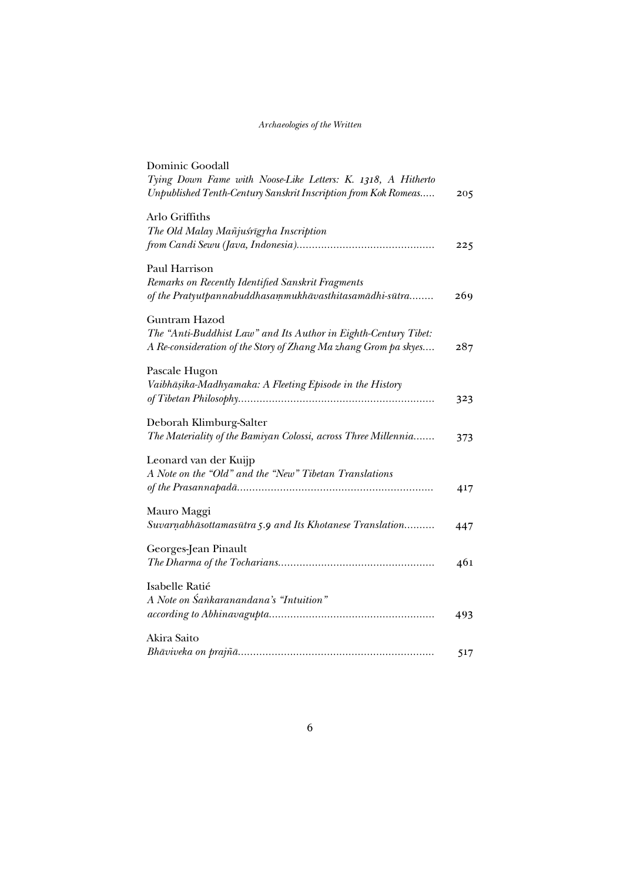Dominic Goodall
*Tying Down Fame with Noose-Like Letters: K. 1318, A Hitherto Unpublished Tenth-Century Sanskrit Inscription from Kok Romeas.....* 205

Arlo Griffiths
*The Old Malay Mañjuśrīgṛha Inscription from Candi Sewu (Java, Indonesia).............................................* 225

Paul Harrison
*Remarks on Recently Identified Sanskrit Fragments of the Pratyutpannabuddhasaṃmukhāvasthitasamādhi-sūtra........* 269

Guntram Hazod
*The "Anti-Buddhist Law" and Its Author in Eighth-Century Tibet: A Re-consideration of the Story of Zhang Ma zhang Grom pa skyes....* 287

Pascale Hugon
*Vaibhāṣika-Madhyamaka: A Fleeting Episode in the History of Tibetan Philosophy................................................................* 323

Deborah Klimburg-Salter
*The Materiality of the Bamiyan Colossi, across Three Millennia.......* 373

Leonard van der Kuijp
*A Note on the "Old" and the "New" Tibetan Translations of the Prasannapadā................................................................* 417

Mauro Maggi
*Suvarṇabhāsottamasūtra 5.9 and Its Khotanese Translation..........* 447

Georges-Jean Pinault
*The Dharma of the Tocharians...................................................* 461

Isabelle Ratié
*A Note on Śaṅkaranandana's "Intuition" according to Abhinavagupta......................................................* 493

Akira Saito
*Bhāviveka on prajñā................................................................* 517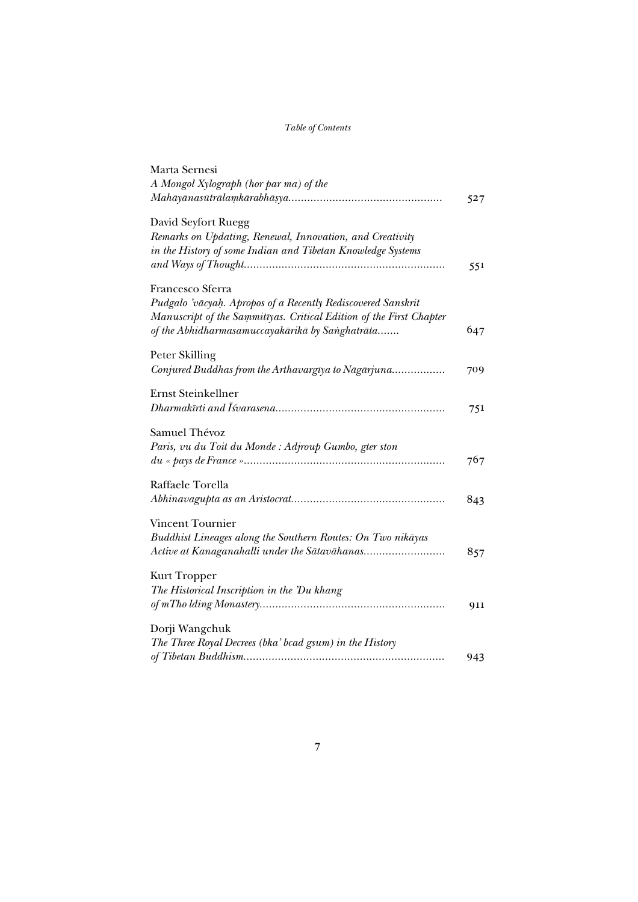Marta Sernesi
*A Mongol Xylograph (hor par ma) of the Mahāyānasūtrālaṃkārabhāṣya*................................................ 527

David Seyfort Ruegg
*Remarks on Updating, Renewal, Innovation, and Creativity in the History of some Indian and Tibetan Knowledge Systems and Ways of Thought*............................................................... 551

Francesco Sferra
*Pudgalo 'vācyaḥ. Apropos of a Recently Rediscovered Sanskrit Manuscript of the Saṃmitīyas. Critical Edition of the First Chapter of the Abhidharmasamuccayakārikā by Saṅghatrāta*....... 647

Peter Skilling
*Conjured Buddhas from the Arthavargīya to Nāgārjuna*................. 709

Ernst Steinkellner
*Dharmakīrti and Īśvarasena*..................................................... 751

Samuel Thévoz
*Paris, vu du Toit du Monde : Adjroup Gumbo, gter ston du « pays de France »*............................................................... 767

Raffaele Torella
*Abhinavagupta as an Aristocrat*................................................ 843

Vincent Tournier
*Buddhist Lineages along the Southern Routes: On Two nikāyas Active at Kanaganahalli under the Sātavāhanas*......................... 857

Kurt Tropper
*The Historical Inscription in the 'Du khang of mTho lding Monastery*.......................................................... 911

Dorji Wangchuk
*The Three Royal Decrees (bka' bcad gsum) in the History of Tibetan Buddhism*............................................................... 943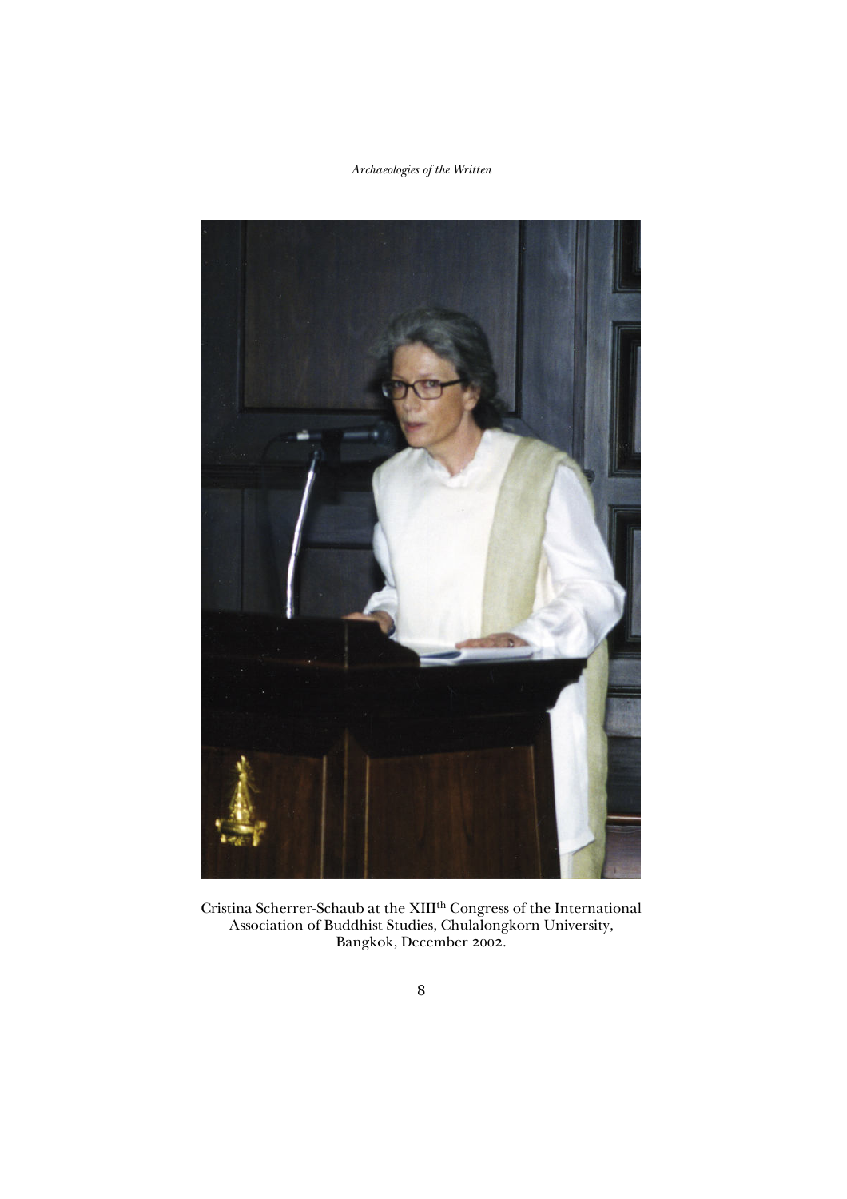Cristina Scherrer-Schaub at the XIII[th] Congress of the International Association of Buddhist Studies, Chulalongkorn University, Bangkok, December 2002.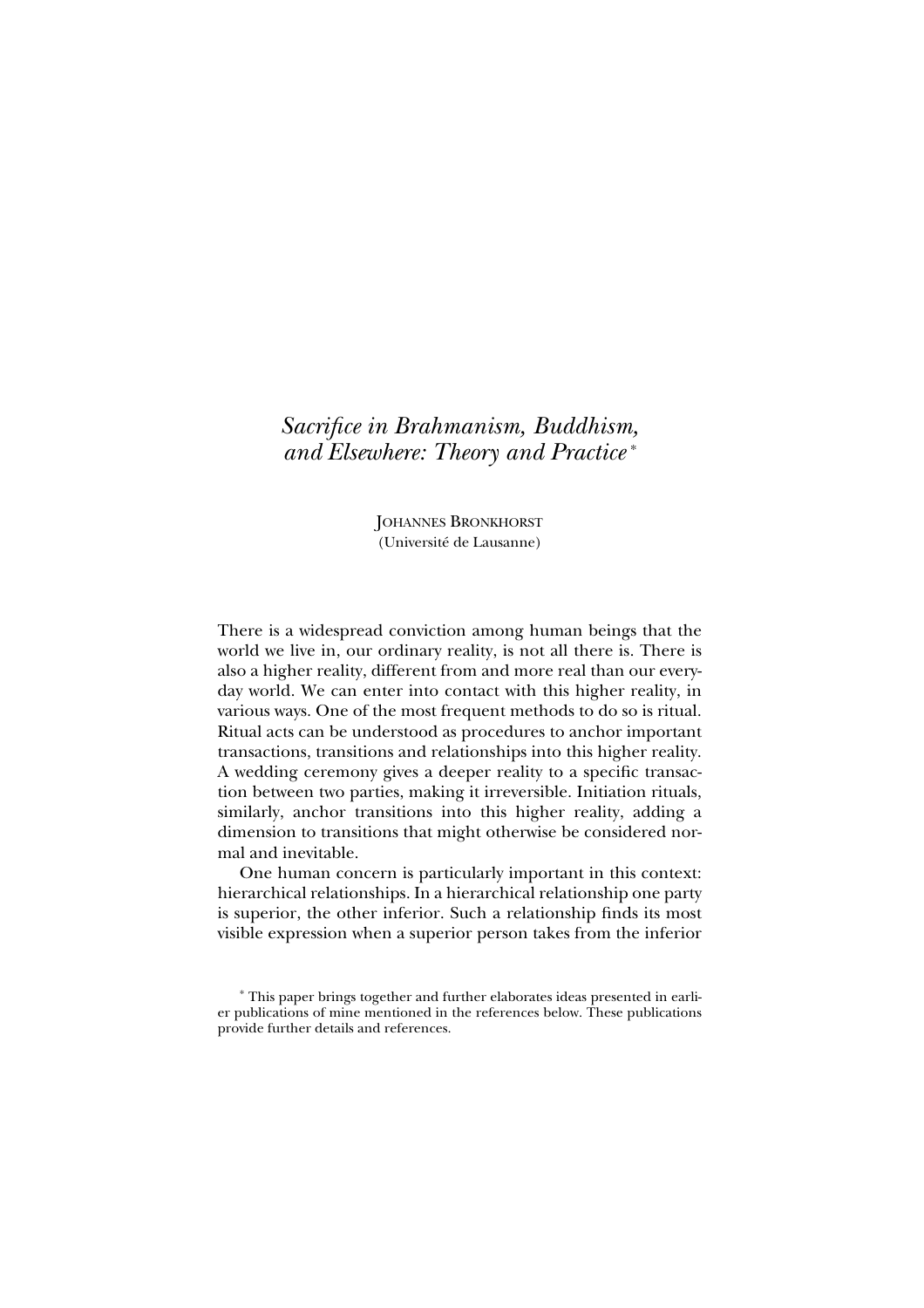# *Sacrifice in Brahmanism, Buddhism, and Elsewhere: Theory and Practice* *

JOHANNES BRONKHORST
(Université de Lausanne)

There is a widespread conviction among human beings that the world we live in, our ordinary reality, is not all there is. There is also a higher reality, different from and more real than our everyday world. We can enter into contact with this higher reality, in various ways. One of the most frequent methods to do so is ritual. Ritual acts can be understood as procedures to anchor important transactions, transitions and relationships into this higher reality. A wedding ceremony gives a deeper reality to a specific transaction between two parties, making it irreversible. Initiation rituals, similarly, anchor transitions into this higher reality, adding a dimension to transitions that might otherwise be considered normal and inevitable.

One human concern is particularly important in this context: hierarchical relationships. In a hierarchical relationship one party is superior, the other inferior. Such a relationship finds its most visible expression when a superior person takes from the inferior

* This paper brings together and further elaborates ideas presented in earlier publications of mine mentioned in the references below. These publications provide further details and references.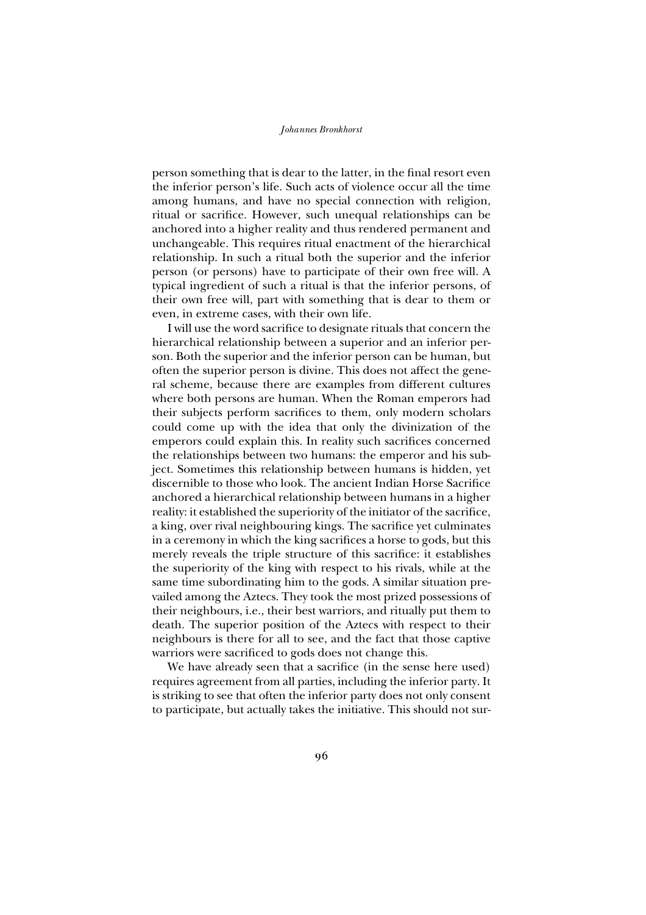person something that is dear to the latter, in the final resort even the inferior person's life. Such acts of violence occur all the time among humans, and have no special connection with religion, ritual or sacrifice. However, such unequal relationships can be anchored into a higher reality and thus rendered permanent and unchangeable. This requires ritual enactment of the hierarchical relationship. In such a ritual both the superior and the inferior person (or persons) have to participate of their own free will. A typical ingredient of such a ritual is that the inferior persons, of their own free will, part with something that is dear to them or even, in extreme cases, with their own life.

I will use the word sacrifice to designate rituals that concern the hierarchical relationship between a superior and an inferior person. Both the superior and the inferior person can be human, but often the superior person is divine. This does not affect the general scheme, because there are examples from different cultures where both persons are human. When the Roman emperors had their subjects perform sacrifices to them, only modern scholars could come up with the idea that only the divinization of the emperors could explain this. In reality such sacrifices concerned the relationships between two humans: the emperor and his subject. Sometimes this relationship between humans is hidden, yet discernible to those who look. The ancient Indian Horse Sacrifice anchored a hierarchical relationship between humans in a higher reality: it established the superiority of the initiator of the sacrifice, a king, over rival neighbouring kings. The sacrifice yet culminates in a ceremony in which the king sacrifices a horse to gods, but this merely reveals the triple structure of this sacrifice: it establishes the superiority of the king with respect to his rivals, while at the same time subordinating him to the gods. A similar situation prevailed among the Aztecs. They took the most prized possessions of their neighbours, i.e., their best warriors, and ritually put them to death. The superior position of the Aztecs with respect to their neighbours is there for all to see, and the fact that those captive warriors were sacrificed to gods does not change this.

We have already seen that a sacrifice (in the sense here used) requires agreement from all parties, including the inferior party. It is striking to see that often the inferior party does not only consent to participate, but actually takes the initiative. This should not sur-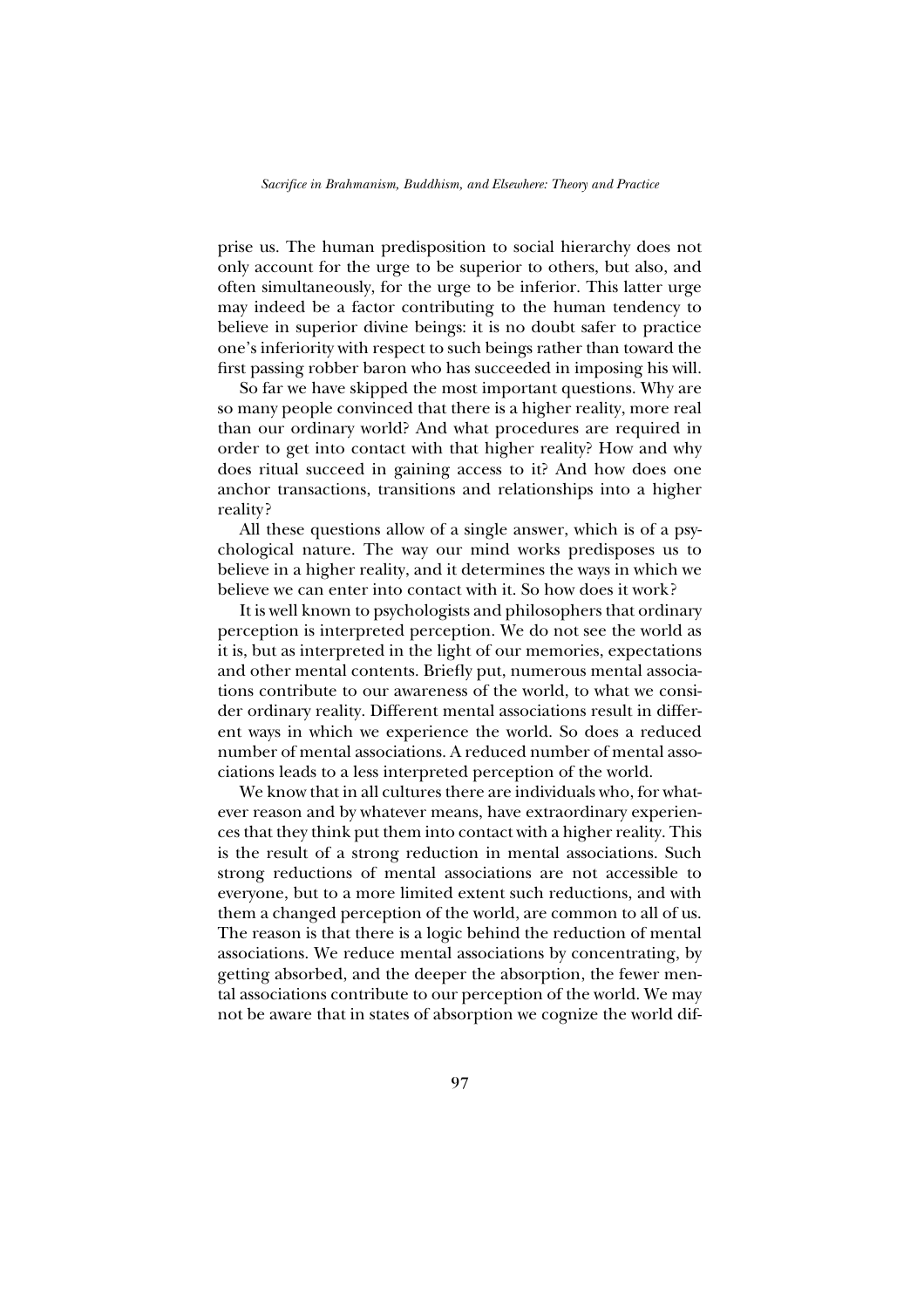prise us. The human predisposition to social hierarchy does not only account for the urge to be superior to others, but also, and often simultaneously, for the urge to be inferior. This latter urge may indeed be a factor contributing to the human tendency to believe in superior divine beings: it is no doubt safer to practice one's inferiority with respect to such beings rather than toward the first passing robber baron who has succeeded in imposing his will.

So far we have skipped the most important questions. Why are so many people convinced that there is a higher reality, more real than our ordinary world? And what procedures are required in order to get into contact with that higher reality? How and why does ritual succeed in gaining access to it? And how does one anchor transactions, transitions and relationships into a higher reality?

All these questions allow of a single answer, which is of a psychological nature. The way our mind works predisposes us to believe in a higher reality, and it determines the ways in which we believe we can enter into contact with it. So how does it work?

It is well known to psychologists and philosophers that ordinary perception is interpreted perception. We do not see the world as it is, but as interpreted in the light of our memories, expectations and other mental contents. Briefly put, numerous mental associations contribute to our awareness of the world, to what we consider ordinary reality. Different mental associations result in different ways in which we experience the world. So does a reduced number of mental associations. A reduced number of mental associations leads to a less interpreted perception of the world.

We know that in all cultures there are individuals who, for whatever reason and by whatever means, have extraordinary experiences that they think put them into contact with a higher reality. This is the result of a strong reduction in mental associations. Such strong reductions of mental associations are not accessible to everyone, but to a more limited extent such reductions, and with them a changed perception of the world, are common to all of us. The reason is that there is a logic behind the reduction of mental associations. We reduce mental associations by concentrating, by getting absorbed, and the deeper the absorption, the fewer mental associations contribute to our perception of the world. We may not be aware that in states of absorption we cognize the world dif-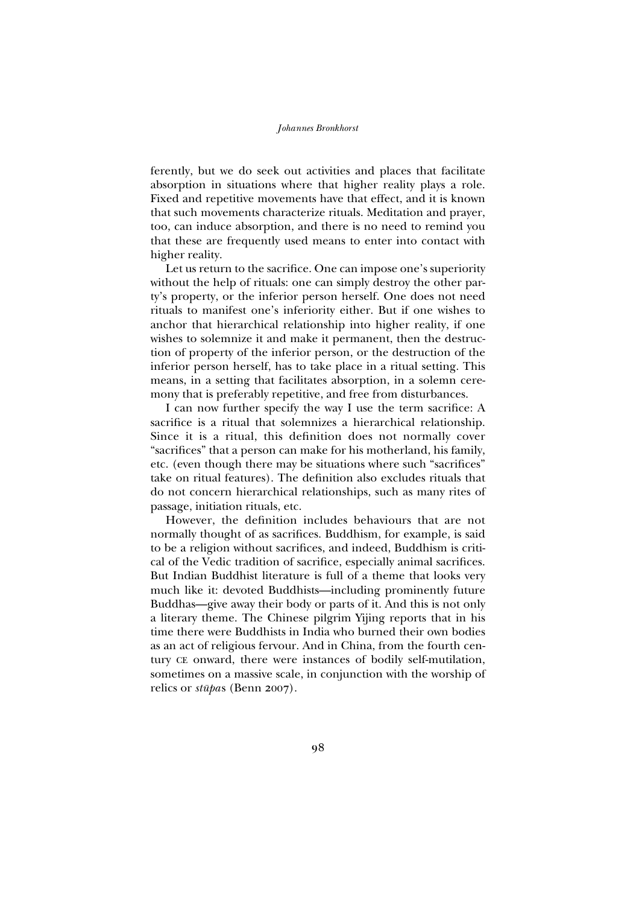ferently, but we do seek out activities and places that facilitate absorption in situations where that higher reality plays a role. Fixed and repetitive movements have that effect, and it is known that such movements characterize rituals. Meditation and prayer, too, can induce absorption, and there is no need to remind you that these are frequently used means to enter into contact with higher reality.

Let us return to the sacrifice. One can impose one's superiority without the help of rituals: one can simply destroy the other party's property, or the inferior person herself. One does not need rituals to manifest one's inferiority either. But if one wishes to anchor that hierarchical relationship into higher reality, if one wishes to solemnize it and make it permanent, then the destruction of property of the inferior person, or the destruction of the inferior person herself, has to take place in a ritual setting. This means, in a setting that facilitates absorption, in a solemn ceremony that is preferably repetitive, and free from disturbances.

I can now further specify the way I use the term sacrifice: A sacrifice is a ritual that solemnizes a hierarchical relationship. Since it is a ritual, this definition does not normally cover "sacrifices" that a person can make for his motherland, his family, etc. (even though there may be situations where such "sacrifices" take on ritual features). The definition also excludes rituals that do not concern hierarchical relationships, such as many rites of passage, initiation rituals, etc.

However, the definition includes behaviours that are not normally thought of as sacrifices. Buddhism, for example, is said to be a religion without sacrifices, and indeed, Buddhism is critical of the Vedic tradition of sacrifice, especially animal sacrifices. But Indian Buddhist literature is full of a theme that looks very much like it: devoted Buddhists—including prominently future Buddhas—give away their body or parts of it. And this is not only a literary theme. The Chinese pilgrim Yijing reports that in his time there were Buddhists in India who burned their own bodies as an act of religious fervour. And in China, from the fourth century CE onward, there were instances of bodily self-mutilation, sometimes on a massive scale, in conjunction with the worship of relics or *stūpa*s (Benn 2007).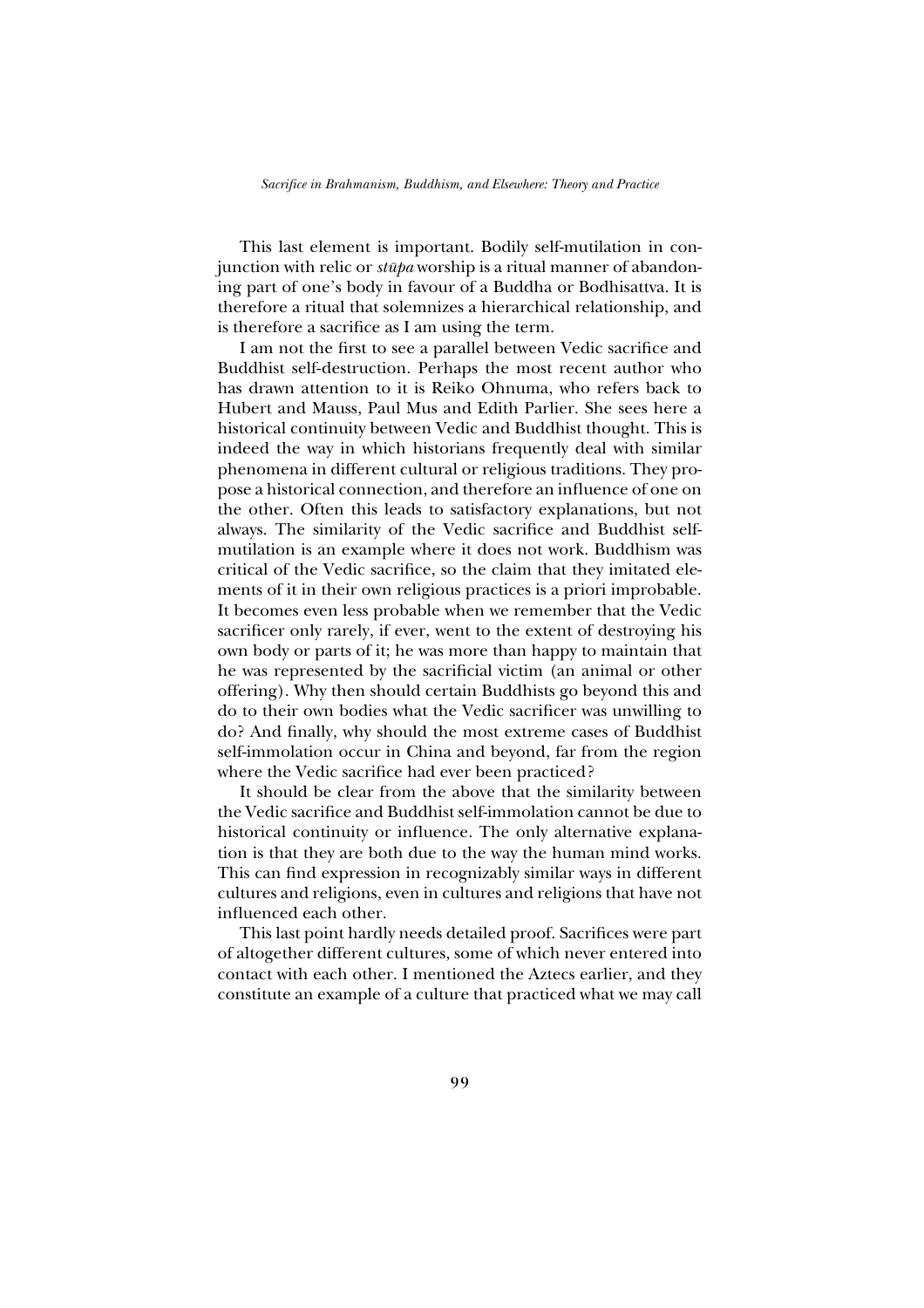This last element is important. Bodily self-mutilation in conjunction with relic or *stūpa* worship is a ritual manner of abandoning part of one's body in favour of a Buddha or Bodhisattva. It is therefore a ritual that solemnizes a hierarchical relationship, and is therefore a sacrifice as I am using the term.

I am not the first to see a parallel between Vedic sacrifice and Buddhist self-destruction. Perhaps the most recent author who has drawn attention to it is Reiko Ohnuma, who refers back to Hubert and Mauss, Paul Mus and Edith Parlier. She sees here a historical continuity between Vedic and Buddhist thought. This is indeed the way in which historians frequently deal with similar phenomena in different cultural or religious traditions. They propose a historical connection, and therefore an influence of one on the other. Often this leads to satisfactory explanations, but not always. The similarity of the Vedic sacrifice and Buddhist self-mutilation is an example where it does not work. Buddhism was critical of the Vedic sacrifice, so the claim that they imitated elements of it in their own religious practices is a priori improbable. It becomes even less probable when we remember that the Vedic sacrificer only rarely, if ever, went to the extent of destroying his own body or parts of it; he was more than happy to maintain that he was represented by the sacrificial victim (an animal or other offering). Why then should certain Buddhists go beyond this and do to their own bodies what the Vedic sacrificer was unwilling to do? And finally, why should the most extreme cases of Buddhist self-immolation occur in China and beyond, far from the region where the Vedic sacrifice had ever been practiced?

It should be clear from the above that the similarity between the Vedic sacrifice and Buddhist self-immolation cannot be due to historical continuity or influence. The only alternative explanation is that they are both due to the way the human mind works. This can find expression in recognizably similar ways in different cultures and religions, even in cultures and religions that have not influenced each other.

This last point hardly needs detailed proof. Sacrifices were part of altogether different cultures, some of which never entered into contact with each other. I mentioned the Aztecs earlier, and they constitute an example of a culture that practiced what we may call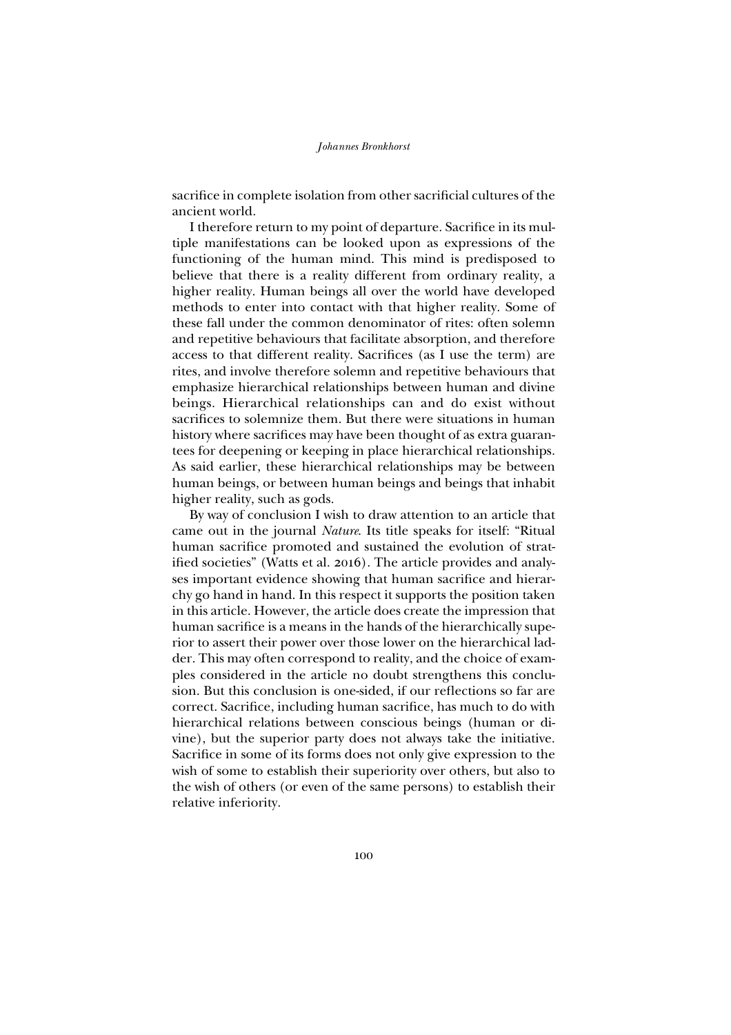sacrifice in complete isolation from other sacrificial cultures of the ancient world.

I therefore return to my point of departure. Sacrifice in its multiple manifestations can be looked upon as expressions of the functioning of the human mind. This mind is predisposed to believe that there is a reality different from ordinary reality, a higher reality. Human beings all over the world have developed methods to enter into contact with that higher reality. Some of these fall under the common denominator of rites: often solemn and repetitive behaviours that facilitate absorption, and therefore access to that different reality. Sacrifices (as I use the term) are rites, and involve therefore solemn and repetitive behaviours that emphasize hierarchical relationships between human and divine beings. Hierarchical relationships can and do exist without sacrifices to solemnize them. But there were situations in human history where sacrifices may have been thought of as extra guarantees for deepening or keeping in place hierarchical relationships. As said earlier, these hierarchical relationships may be between human beings, or between human beings and beings that inhabit higher reality, such as gods.

By way of conclusion I wish to draw attention to an article that came out in the journal *Nature*. Its title speaks for itself: "Ritual human sacrifice promoted and sustained the evolution of stratified societies" (Watts et al. 2016). The article provides and analyses important evidence showing that human sacrifice and hierarchy go hand in hand. In this respect it supports the position taken in this article. However, the article does create the impression that human sacrifice is a means in the hands of the hierarchically superior to assert their power over those lower on the hierarchical ladder. This may often correspond to reality, and the choice of examples considered in the article no doubt strengthens this conclusion. But this conclusion is one-sided, if our reflections so far are correct. Sacrifice, including human sacrifice, has much to do with hierarchical relations between conscious beings (human or divine), but the superior party does not always take the initiative. Sacrifice in some of its forms does not only give expression to the wish of some to establish their superiority over others, but also to the wish of others (or even of the same persons) to establish their relative inferiority.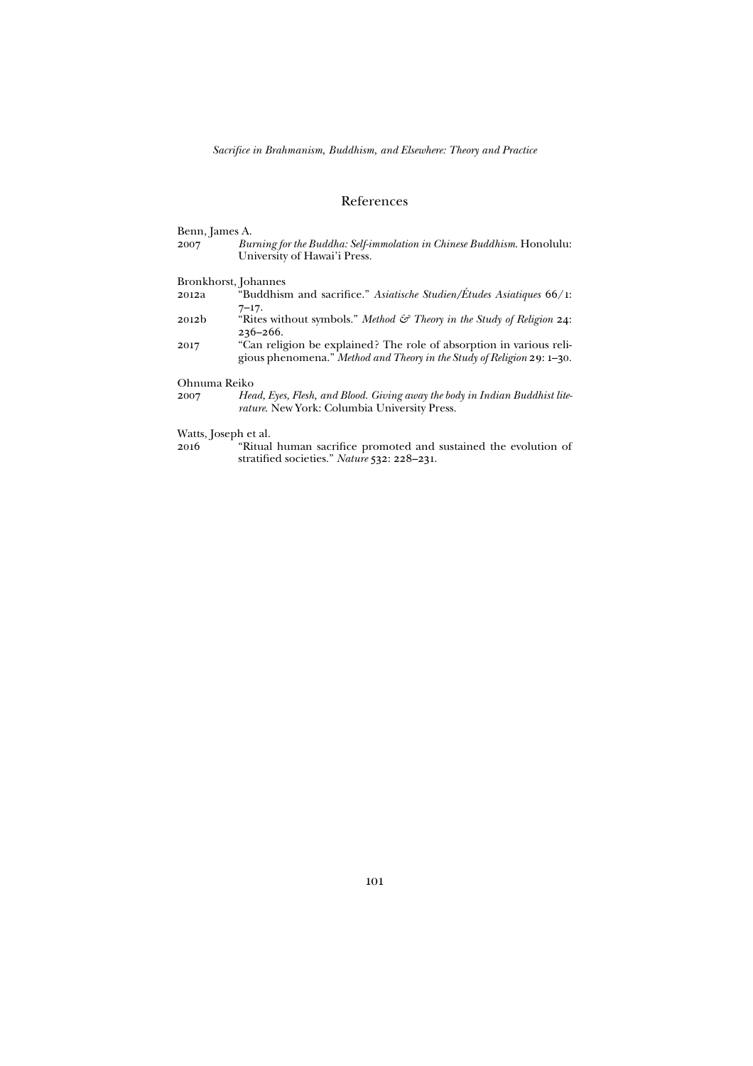## References

Benn, James A.

2007 *Burning for the Buddha: Self-immolation in Chinese Buddhism*. Honolulu: University of Hawai'i Press.

Bronkhorst, Johannes

2012a "Buddhism and sacrifice." *Asiatische Studien/Études Asiatiques* 66/1: 7–17.

2012b "Rites without symbols." *Method & Theory in the Study of Religion* 24: 236–266.

2017 "Can religion be explained? The role of absorption in various religious phenomena." *Method and Theory in the Study of Religion* 29: 1–30.

Ohnuma Reiko

2007 *Head, Eyes, Flesh, and Blood. Giving away the body in Indian Buddhist literature*. New York: Columbia University Press.

Watts, Joseph et al.

2016 "Ritual human sacrifice promoted and sustained the evolution of stratified societies." *Nature* 532: 228–231.